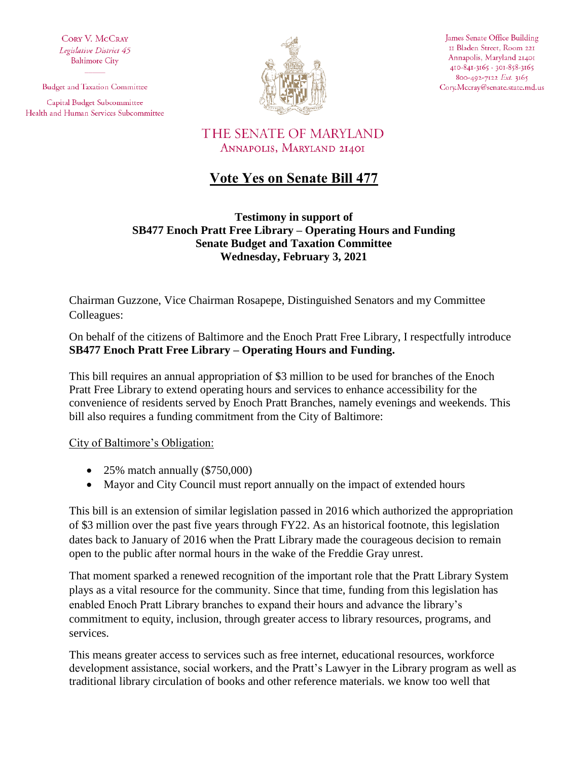Cory V. McCray
*Legislative District 45*
Baltimore City

Budget and Taxation Committee

Capital Budget Subcommittee
Health and Human Services Subcommittee

James Senate Office Building
11 Bladen Street, Room 221
Annapolis, Maryland 21401
410-841-3165 · 301-858-3165
800-492-7122 *Ext.* 3165
Cory.Mccray@senate.state.md.us

THE SENATE OF MARYLAND
Annapolis, Maryland 21401

# Vote Yes on Senate Bill 477

**Testimony in support of**
**SB477 Enoch Pratt Free Library – Operating Hours and Funding**
**Senate Budget and Taxation Committee**
**Wednesday, February 3, 2021**

Chairman Guzzone, Vice Chairman Rosapepe, Distinguished Senators and my Committee Colleagues:

On behalf of the citizens of Baltimore and the Enoch Pratt Free Library, I respectfully introduce **SB477 Enoch Pratt Free Library – Operating Hours and Funding.**

This bill requires an annual appropriation of $3 million to be used for branches of the Enoch Pratt Free Library to extend operating hours and services to enhance accessibility for the convenience of residents served by Enoch Pratt Branches, namely evenings and weekends. This bill also requires a funding commitment from the City of Baltimore:

City of Baltimore's Obligation:

- 25% match annually ($750,000)
- Mayor and City Council must report annually on the impact of extended hours

This bill is an extension of similar legislation passed in 2016 which authorized the appropriation of $3 million over the past five years through FY22. As an historical footnote, this legislation dates back to January of 2016 when the Pratt Library made the courageous decision to remain open to the public after normal hours in the wake of the Freddie Gray unrest.

That moment sparked a renewed recognition of the important role that the Pratt Library System plays as a vital resource for the community. Since that time, funding from this legislation has enabled Enoch Pratt Library branches to expand their hours and advance the library's commitment to equity, inclusion, through greater access to library resources, programs, and services.

This means greater access to services such as free internet, educational resources, workforce development assistance, social workers, and the Pratt's Lawyer in the Library program as well as traditional library circulation of books and other reference materials. we know too well that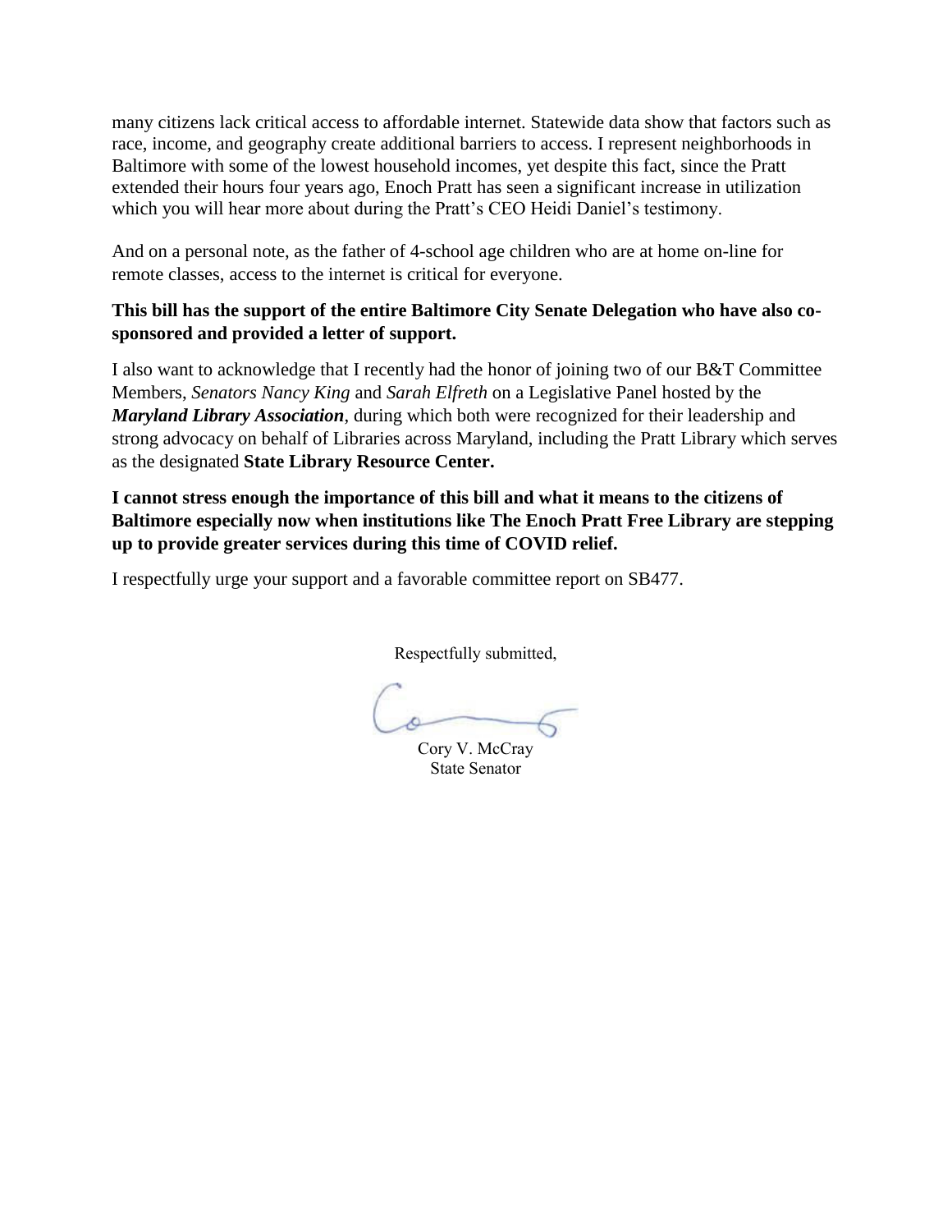many citizens lack critical access to affordable internet. Statewide data show that factors such as race, income, and geography create additional barriers to access. I represent neighborhoods in Baltimore with some of the lowest household incomes, yet despite this fact, since the Pratt extended their hours four years ago, Enoch Pratt has seen a significant increase in utilization which you will hear more about during the Pratt's CEO Heidi Daniel's testimony.

And on a personal note, as the father of 4-school age children who are at home on-line for remote classes, access to the internet is critical for everyone.

**This bill has the support of the entire Baltimore City Senate Delegation who have also co-sponsored and provided a letter of support.**

I also want to acknowledge that I recently had the honor of joining two of our B&T Committee Members, *Senators Nancy King* and *Sarah Elfreth* on a Legislative Panel hosted by the ***Maryland Library Association***, during which both were recognized for their leadership and strong advocacy on behalf of Libraries across Maryland, including the Pratt Library which serves as the designated **State Library Resource Center.**

**I cannot stress enough the importance of this bill and what it means to the citizens of Baltimore especially now when institutions like The Enoch Pratt Free Library are stepping up to provide greater services during this time of COVID relief.**

I respectfully urge your support and a favorable committee report on SB477.

Respectfully submitted,

Cory V. McCray
State Senator